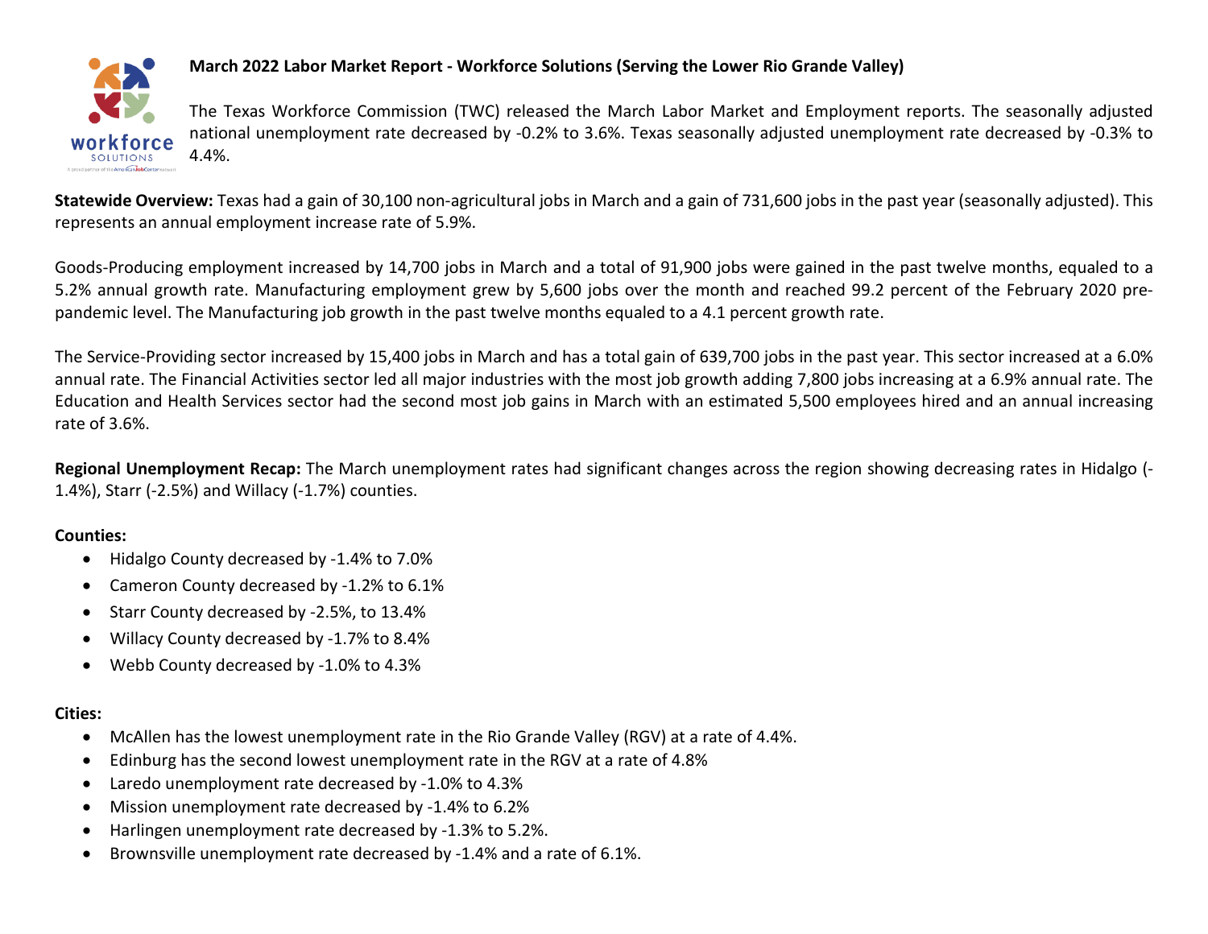## March 2022 Labor Market Report - Workforce Solutions (Serving the Lower Rio Grande Valley)

The Texas Workforce Commission (TWC) released the March Labor Market and Employment reports. The seasonally adjusted national unemployment rate decreased by -0.2% to 3.6%. Texas seasonally adjusted unemployment rate decreased by -0.3% to 4.4%.

**Statewide Overview:** Texas had a gain of 30,100 non-agricultural jobs in March and a gain of 731,600 jobs in the past year (seasonally adjusted). This represents an annual employment increase rate of 5.9%.

Goods-Producing employment increased by 14,700 jobs in March and a total of 91,900 jobs were gained in the past twelve months, equaled to a 5.2% annual growth rate. Manufacturing employment grew by 5,600 jobs over the month and reached 99.2 percent of the February 2020 pre-pandemic level. The Manufacturing job growth in the past twelve months equaled to a 4.1 percent growth rate.

The Service-Providing sector increased by 15,400 jobs in March and has a total gain of 639,700 jobs in the past year. This sector increased at a 6.0% annual rate. The Financial Activities sector led all major industries with the most job growth adding 7,800 jobs increasing at a 6.9% annual rate. The Education and Health Services sector had the second most job gains in March with an estimated 5,500 employees hired and an annual increasing rate of 3.6%.

**Regional Unemployment Recap:** The March unemployment rates had significant changes across the region showing decreasing rates in Hidalgo (-1.4%), Starr (-2.5%) and Willacy (-1.7%) counties.

**Counties:**

- Hidalgo County decreased by -1.4% to 7.0%
- Cameron County decreased by -1.2% to 6.1%
- Starr County decreased by -2.5%, to 13.4%
- Willacy County decreased by -1.7% to 8.4%
- Webb County decreased by -1.0% to 4.3%

**Cities:**

- McAllen has the lowest unemployment rate in the Rio Grande Valley (RGV) at a rate of 4.4%.
- Edinburg has the second lowest unemployment rate in the RGV at a rate of 4.8%
- Laredo unemployment rate decreased by -1.0% to 4.3%
- Mission unemployment rate decreased by -1.4% to 6.2%
- Harlingen unemployment rate decreased by -1.3% to 5.2%.
- Brownsville unemployment rate decreased by -1.4% and a rate of 6.1%.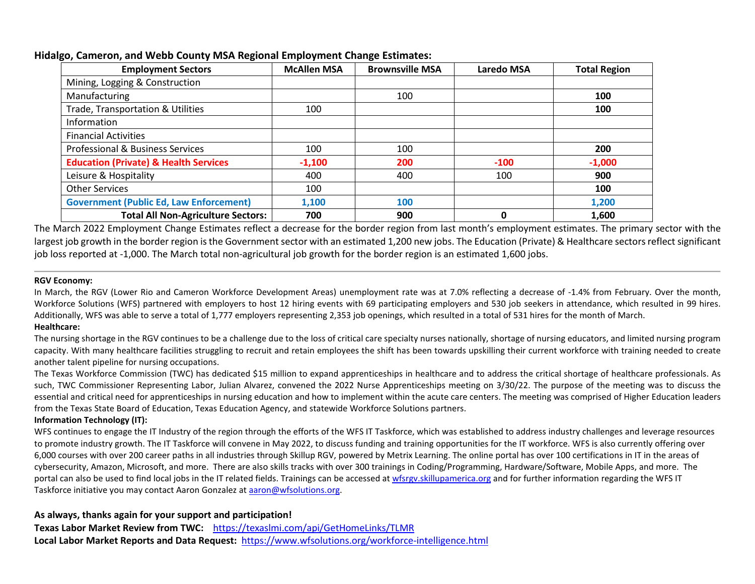**Hidalgo, Cameron, and Webb County MSA Regional Employment Change Estimates:**

| Employment Sectors | McAllen MSA | Brownsville MSA | Laredo MSA | Total Region |
|---|---|---|---|---|
| Mining, Logging & Construction | | | | |
| Manufacturing | | 100 | | **100** |
| Trade, Transportation & Utilities | 100 | | | **100** |
| Information | | | | |
| Financial Activities | | | | |
| Professional & Business Services | 100 | 100 | | **200** |
| **Education (Private) & Health Services** | **-1,100** | **200** | **-100** | **-1,000** |
| Leisure & Hospitality | 400 | 400 | 100 | **900** |
| Other Services | 100 | | | **100** |
| **Government (Public Ed, Law Enforcement)** | **1,100** | **100** | | **1,200** |
| **Total All Non-Agriculture Sectors:** | **700** | **900** | **0** | **1,600** |

The March 2022 Employment Change Estimates reflect a decrease for the border region from last month's employment estimates. The primary sector with the largest job growth in the border region is the Government sector with an estimated 1,200 new jobs. The Education (Private) & Healthcare sectors reflect significant job loss reported at -1,000. The March total non-agricultural job growth for the border region is an estimated 1,600 jobs.

---

**RGV Economy:**

In March, the RGV (Lower Rio and Cameron Workforce Development Areas) unemployment rate was at 7.0% reflecting a decrease of -1.4% from February. Over the month, Workforce Solutions (WFS) partnered with employers to host 12 hiring events with 69 participating employers and 530 job seekers in attendance, which resulted in 99 hires. Additionally, WFS was able to serve a total of 1,777 employers representing 2,353 job openings, which resulted in a total of 531 hires for the month of March.

**Healthcare:**

The nursing shortage in the RGV continues to be a challenge due to the loss of critical care specialty nurses nationally, shortage of nursing educators, and limited nursing program capacity. With many healthcare facilities struggling to recruit and retain employees the shift has been towards upskilling their current workforce with training needed to create another talent pipeline for nursing occupations.

The Texas Workforce Commission (TWC) has dedicated $15 million to expand apprenticeships in healthcare and to address the critical shortage of healthcare professionals. As such, TWC Commissioner Representing Labor, Julian Alvarez, convened the 2022 Nurse Apprenticeships meeting on 3/30/22. The purpose of the meeting was to discuss the essential and critical need for apprenticeships in nursing education and how to implement within the acute care centers. The meeting was comprised of Higher Education leaders from the Texas State Board of Education, Texas Education Agency, and statewide Workforce Solutions partners.

**Information Technology (IT):**

WFS continues to engage the IT Industry of the region through the efforts of the WFS IT Taskforce, which was established to address industry challenges and leverage resources to promote industry growth. The IT Taskforce will convene in May 2022, to discuss funding and training opportunities for the IT workforce. WFS is also currently offering over 6,000 courses with over 200 career paths in all industries through Skillup RGV, powered by Metrix Learning. The online portal has over 100 certifications in IT in the areas of cybersecurity, Amazon, Microsoft, and more. There are also skills tracks with over 300 trainings in Coding/Programming, Hardware/Software, Mobile Apps, and more. The portal can also be used to find local jobs in the IT related fields. Trainings can be accessed at wfsrgv.skillupamerica.org and for further information regarding the WFS IT Taskforce initiative you may contact Aaron Gonzalez at aaron@wfsolutions.org.

**As always, thanks again for your support and participation!**

**Texas Labor Market Review from TWC:** https://texaslmi.com/api/GetHomeLinks/TLMR

**Local Labor Market Reports and Data Request:** https://www.wfsolutions.org/workforce-intelligence.html